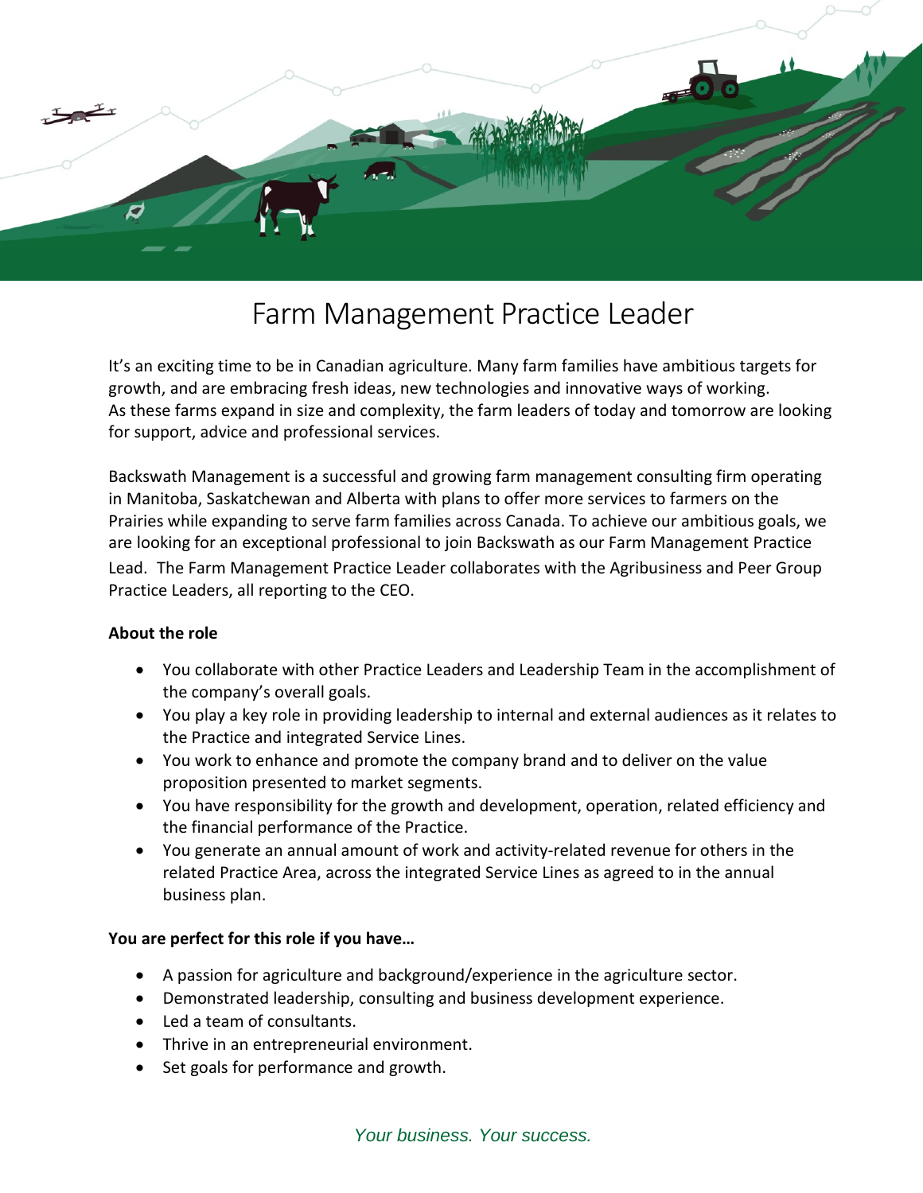# Farm Management Practice Leader

It's an exciting time to be in Canadian agriculture. Many farm families have ambitious targets for growth, and are embracing fresh ideas, new technologies and innovative ways of working. As these farms expand in size and complexity, the farm leaders of today and tomorrow are looking for support, advice and professional services.

Backswath Management is a successful and growing farm management consulting firm operating in Manitoba, Saskatchewan and Alberta with plans to offer more services to farmers on the Prairies while expanding to serve farm families across Canada. To achieve our ambitious goals, we are looking for an exceptional professional to join Backswath as our Farm Management Practice Lead. The Farm Management Practice Leader collaborates with the Agribusiness and Peer Group Practice Leaders, all reporting to the CEO.

**About the role**

- You collaborate with other Practice Leaders and Leadership Team in the accomplishment of the company's overall goals.
- You play a key role in providing leadership to internal and external audiences as it relates to the Practice and integrated Service Lines.
- You work to enhance and promote the company brand and to deliver on the value proposition presented to market segments.
- You have responsibility for the growth and development, operation, related efficiency and the financial performance of the Practice.
- You generate an annual amount of work and activity-related revenue for others in the related Practice Area, across the integrated Service Lines as agreed to in the annual business plan.

**You are perfect for this role if you have…**

- A passion for agriculture and background/experience in the agriculture sector.
- Demonstrated leadership, consulting and business development experience.
- Led a team of consultants.
- Thrive in an entrepreneurial environment.
- Set goals for performance and growth.

*Your business. Your success.*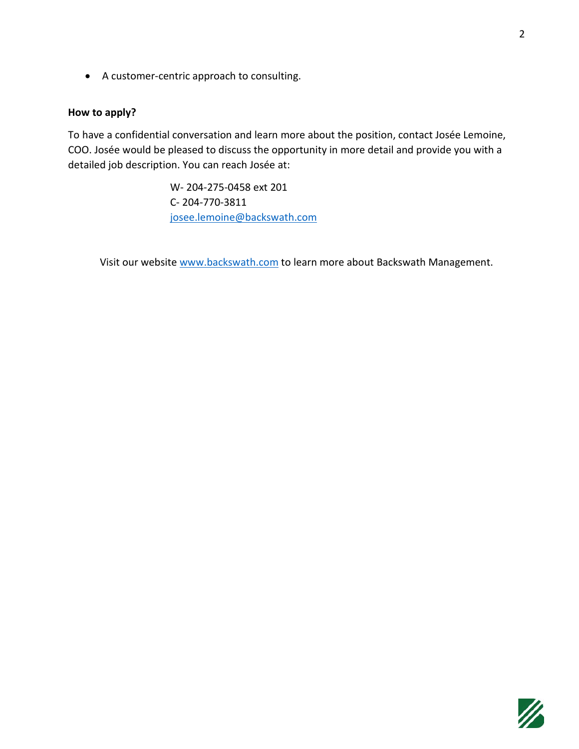- A customer-centric approach to consulting.

**How to apply?**

To have a confidential conversation and learn more about the position, contact Josée Lemoine, COO. Josée would be pleased to discuss the opportunity in more detail and provide you with a detailed job description. You can reach Josée at:

W- 204-275-0458 ext 201
C- 204-770-3811
josee.lemoine@backswath.com

Visit our website www.backswath.com to learn more about Backswath Management.